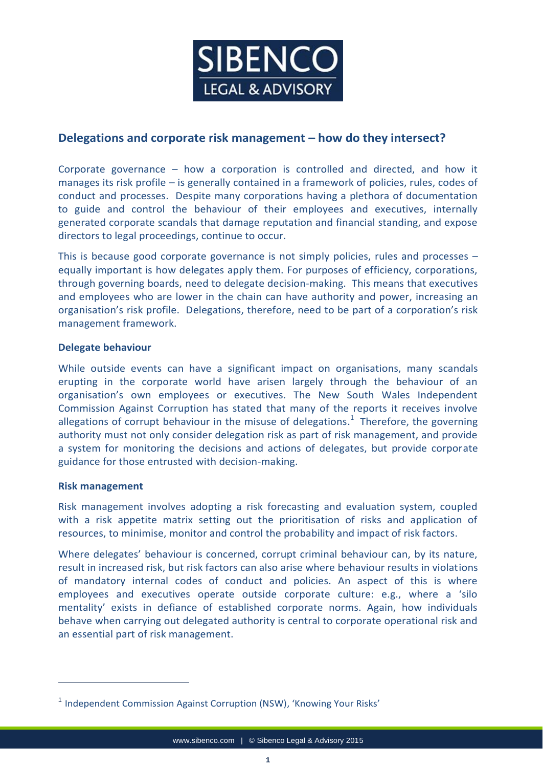SIBENCO
LEGAL & ADVISORY

## Delegations and corporate risk management – how do they intersect?

Corporate governance – how a corporation is controlled and directed, and how it manages its risk profile – is generally contained in a framework of policies, rules, codes of conduct and processes. Despite many corporations having a plethora of documentation to guide and control the behaviour of their employees and executives, internally generated corporate scandals that damage reputation and financial standing, and expose directors to legal proceedings, continue to occur.

This is because good corporate governance is not simply policies, rules and processes – equally important is how delegates apply them. For purposes of efficiency, corporations, through governing boards, need to delegate decision-making. This means that executives and employees who are lower in the chain can have authority and power, increasing an organisation's risk profile. Delegations, therefore, need to be part of a corporation's risk management framework.

### Delegate behaviour

While outside events can have a significant impact on organisations, many scandals erupting in the corporate world have arisen largely through the behaviour of an organisation's own employees or executives. The New South Wales Independent Commission Against Corruption has stated that many of the reports it receives involve allegations of corrupt behaviour in the misuse of delegations.[1] Therefore, the governing authority must not only consider delegation risk as part of risk management, and provide a system for monitoring the decisions and actions of delegates, but provide corporate guidance for those entrusted with decision-making.

### Risk management

Risk management involves adopting a risk forecasting and evaluation system, coupled with a risk appetite matrix setting out the prioritisation of risks and application of resources, to minimise, monitor and control the probability and impact of risk factors.

Where delegates' behaviour is concerned, corrupt criminal behaviour can, by its nature, result in increased risk, but risk factors can also arise where behaviour results in violations of mandatory internal codes of conduct and policies. An aspect of this is where employees and executives operate outside corporate culture: e.g., where a 'silo mentality' exists in defiance of established corporate norms. Again, how individuals behave when carrying out delegated authority is central to corporate operational risk and an essential part of risk management.

---

[1] Independent Commission Against Corruption (NSW), 'Knowing Your Risks'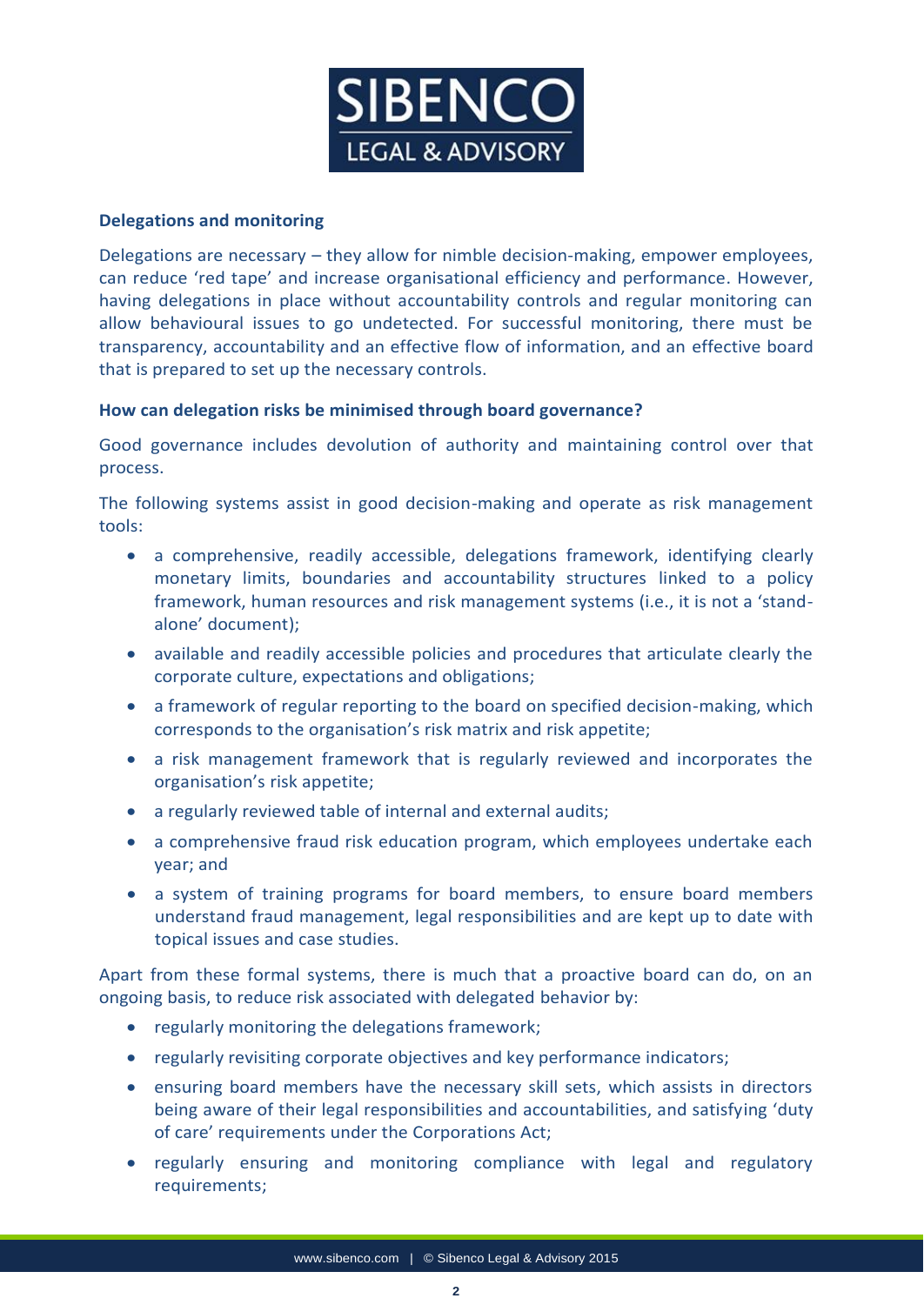### Delegations and monitoring

Delegations are necessary – they allow for nimble decision-making, empower employees, can reduce 'red tape' and increase organisational efficiency and performance. However, having delegations in place without accountability controls and regular monitoring can allow behavioural issues to go undetected. For successful monitoring, there must be transparency, accountability and an effective flow of information, and an effective board that is prepared to set up the necessary controls.

### How can delegation risks be minimised through board governance?

Good governance includes devolution of authority and maintaining control over that process.

The following systems assist in good decision-making and operate as risk management tools:

- a comprehensive, readily accessible, delegations framework, identifying clearly monetary limits, boundaries and accountability structures linked to a policy framework, human resources and risk management systems (i.e., it is not a 'stand-alone' document);
- available and readily accessible policies and procedures that articulate clearly the corporate culture, expectations and obligations;
- a framework of regular reporting to the board on specified decision-making, which corresponds to the organisation's risk matrix and risk appetite;
- a risk management framework that is regularly reviewed and incorporates the organisation's risk appetite;
- a regularly reviewed table of internal and external audits;
- a comprehensive fraud risk education program, which employees undertake each year; and
- a system of training programs for board members, to ensure board members understand fraud management, legal responsibilities and are kept up to date with topical issues and case studies.

Apart from these formal systems, there is much that a proactive board can do, on an ongoing basis, to reduce risk associated with delegated behavior by:

- regularly monitoring the delegations framework;
- regularly revisiting corporate objectives and key performance indicators;
- ensuring board members have the necessary skill sets, which assists in directors being aware of their legal responsibilities and accountabilities, and satisfying 'duty of care' requirements under the Corporations Act;
- regularly ensuring and monitoring compliance with legal and regulatory requirements;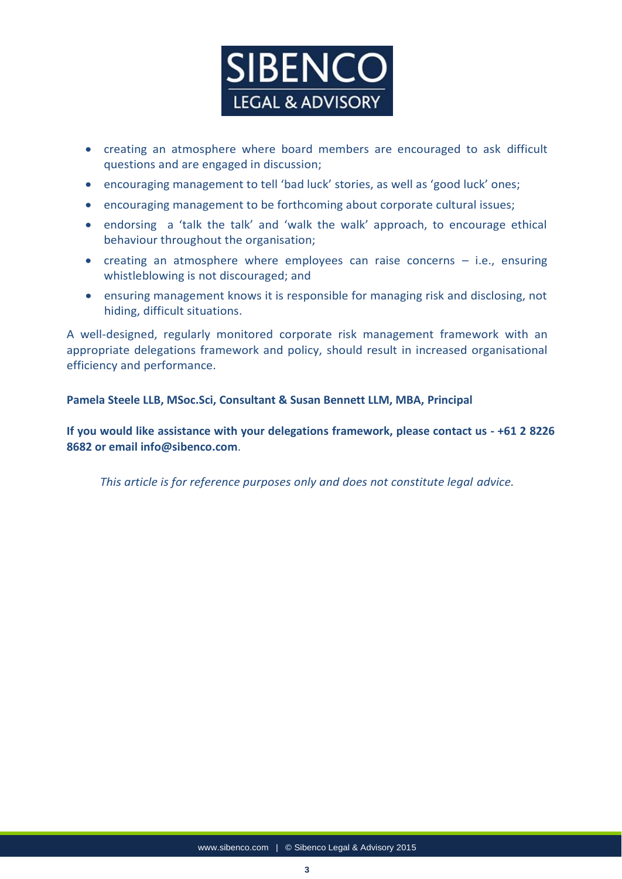- creating an atmosphere where board members are encouraged to ask difficult questions and are engaged in discussion;
- encouraging management to tell ‘bad luck’ stories, as well as ‘good luck’ ones;
- encouraging management to be forthcoming about corporate cultural issues;
- endorsing a ‘talk the talk’ and ‘walk the walk’ approach, to encourage ethical behaviour throughout the organisation;
- creating an atmosphere where employees can raise concerns – i.e., ensuring whistleblowing is not discouraged; and
- ensuring management knows it is responsible for managing risk and disclosing, not hiding, difficult situations.

A well-designed, regularly monitored corporate risk management framework with an appropriate delegations framework and policy, should result in increased organisational efficiency and performance.

**Pamela Steele LLB, MSoc.Sci, Consultant & Susan Bennett LLM, MBA, Principal**

**If you would like assistance with your delegations framework, please contact us - +61 2 8226 8682 or email info@sibenco.com**.

*This article is for reference purposes only and does not constitute legal advice.*